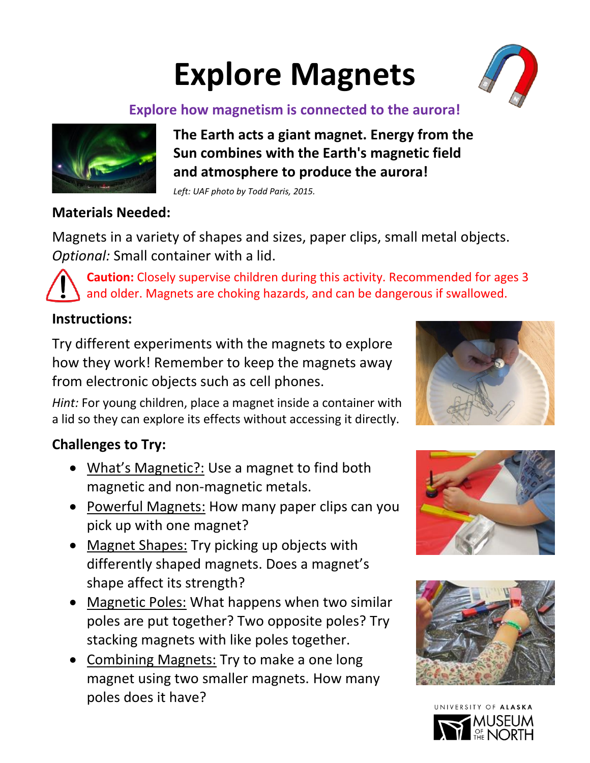# Explore Magnets

**Explore how magnetism is connected to the aurora!**

**The Earth acts a giant magnet. Energy from the Sun combines with the Earth's magnetic field and atmosphere to produce the aurora!**

*Left: UAF photo by Todd Paris, 2015.*

## Materials Needed:

Magnets in a variety of shapes and sizes, paper clips, small metal objects. *Optional:* Small container with a lid.

**Caution:** Closely supervise children during this activity. Recommended for ages 3 and older. Magnets are choking hazards, and can be dangerous if swallowed.

## Instructions:

Try different experiments with the magnets to explore how they work! Remember to keep the magnets away from electronic objects such as cell phones.

*Hint:* For young children, place a magnet inside a container with a lid so they can explore its effects without accessing it directly.

## Challenges to Try:

- What's Magnetic?: Use a magnet to find both magnetic and non-magnetic metals.
- Powerful Magnets: How many paper clips can you pick up with one magnet?
- Magnet Shapes: Try picking up objects with differently shaped magnets. Does a magnet's shape affect its strength?
- Magnetic Poles: What happens when two similar poles are put together? Two opposite poles? Try stacking magnets with like poles together.
- Combining Magnets: Try to make a one long magnet using two smaller magnets. How many poles does it have?

UNIVERSITY OF ALASKA MUSEUM OF THE NORTH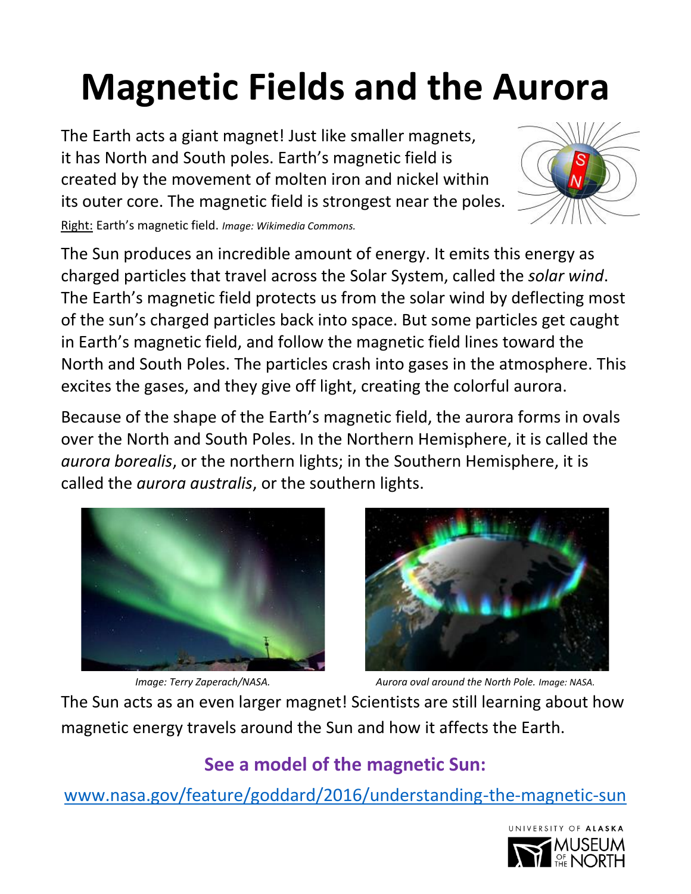# Magnetic Fields and the Aurora

The Earth acts a giant magnet! Just like smaller magnets, it has North and South poles. Earth's magnetic field is created by the movement of molten iron and nickel within its outer core. The magnetic field is strongest near the poles.

Right: Earth's magnetic field. *Image: Wikimedia Commons.*

The Sun produces an incredible amount of energy. It emits this energy as charged particles that travel across the Solar System, called the *solar wind*. The Earth's magnetic field protects us from the solar wind by deflecting most of the sun's charged particles back into space. But some particles get caught in Earth's magnetic field, and follow the magnetic field lines toward the North and South Poles. The particles crash into gases in the atmosphere. This excites the gases, and they give off light, creating the colorful aurora.

Because of the shape of the Earth's magnetic field, the aurora forms in ovals over the North and South Poles. In the Northern Hemisphere, it is called the *aurora borealis*, or the northern lights; in the Southern Hemisphere, it is called the *aurora australis*, or the southern lights.

*Image: Terry Zaperach/NASA.*

*Aurora oval around the North Pole. Image: NASA.*

The Sun acts as an even larger magnet! Scientists are still learning about how magnetic energy travels around the Sun and how it affects the Earth.

**See a model of the magnetic Sun:**

www.nasa.gov/feature/goddard/2016/understanding-the-magnetic-sun